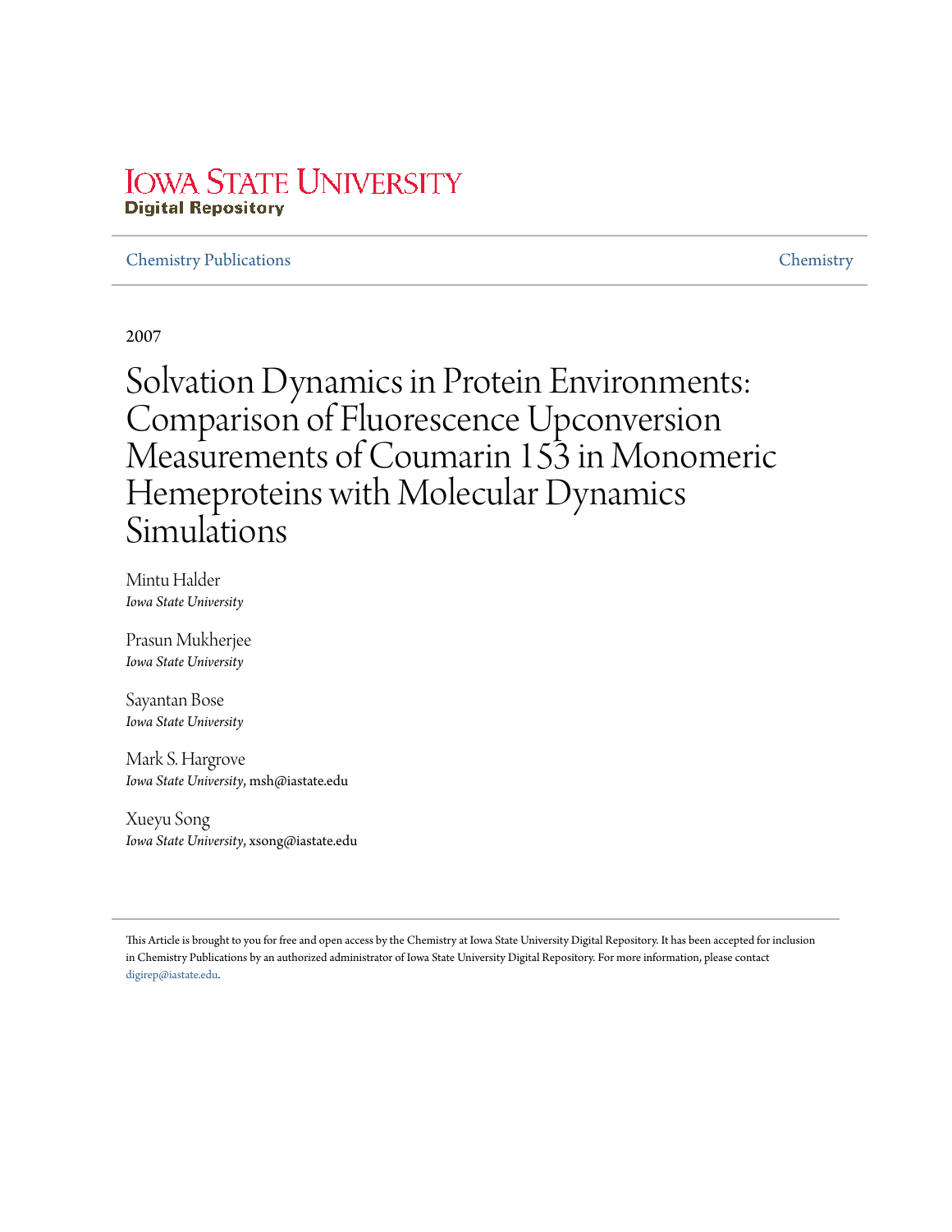Iowa State University
Digital Repository

Chemistry Publications | Chemistry

2007

# Solvation Dynamics in Protein Environments: Comparison of Fluorescence Upconversion Measurements of Coumarin 153 in Monomeric Hemeproteins with Molecular Dynamics Simulations

Mintu Halder
*Iowa State University*

Prasun Mukherjee
*Iowa State University*

Sayantan Bose
*Iowa State University*

Mark S. Hargrove
*Iowa State University*, msh@iastate.edu

Xueyu Song
*Iowa State University*, xsong@iastate.edu

This Article is brought to you for free and open access by the Chemistry at Iowa State University Digital Repository. It has been accepted for inclusion in Chemistry Publications by an authorized administrator of Iowa State University Digital Repository. For more information, please contact digirep@iastate.edu.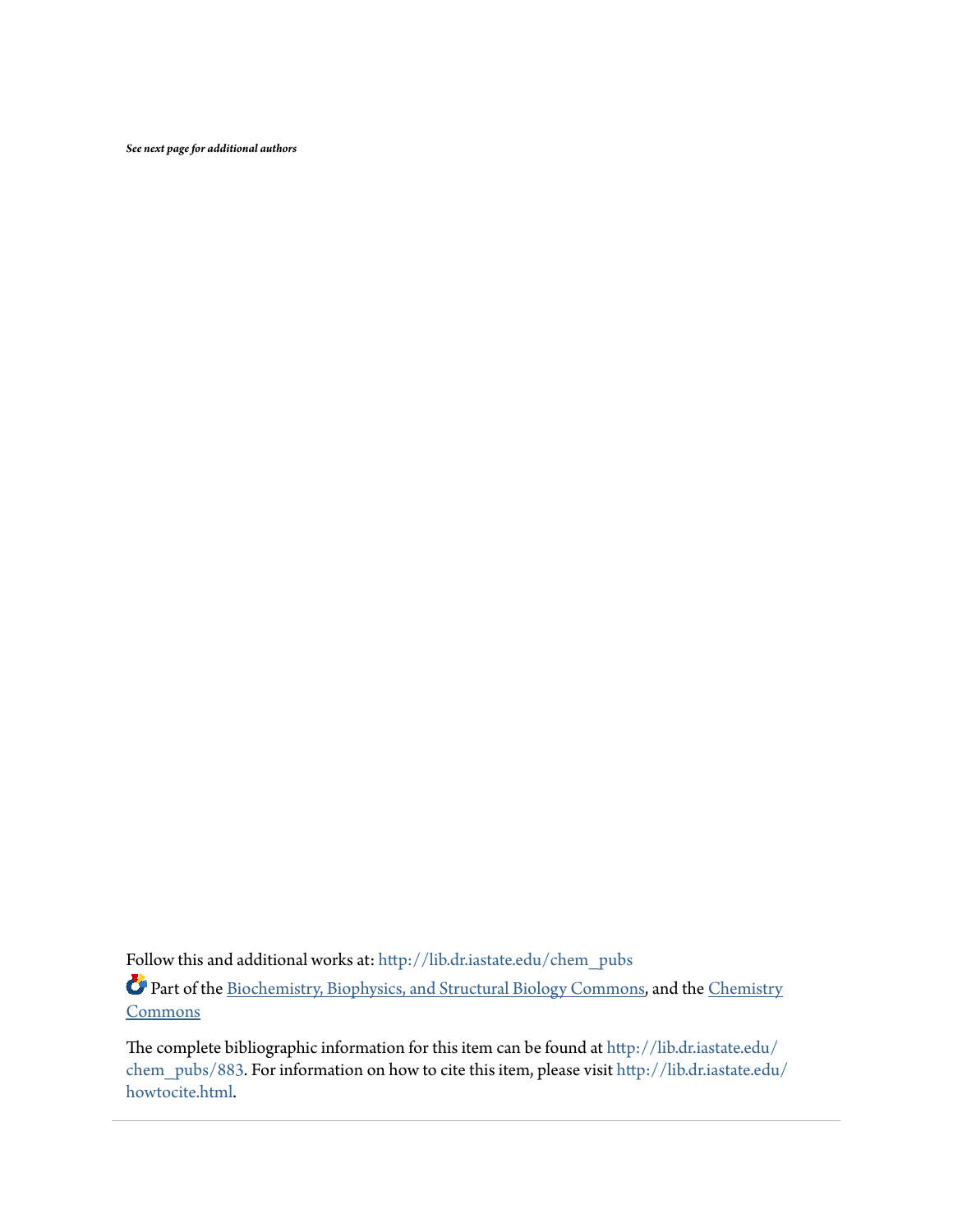*See next page for additional authors*

Follow this and additional works at: http://lib.dr.iastate.edu/chem_pubs

Part of the Biochemistry, Biophysics, and Structural Biology Commons, and the Chemistry Commons

The complete bibliographic information for this item can be found at http://lib.dr.iastate.edu/chem_pubs/883. For information on how to cite this item, please visit http://lib.dr.iastate.edu/howtocite.html.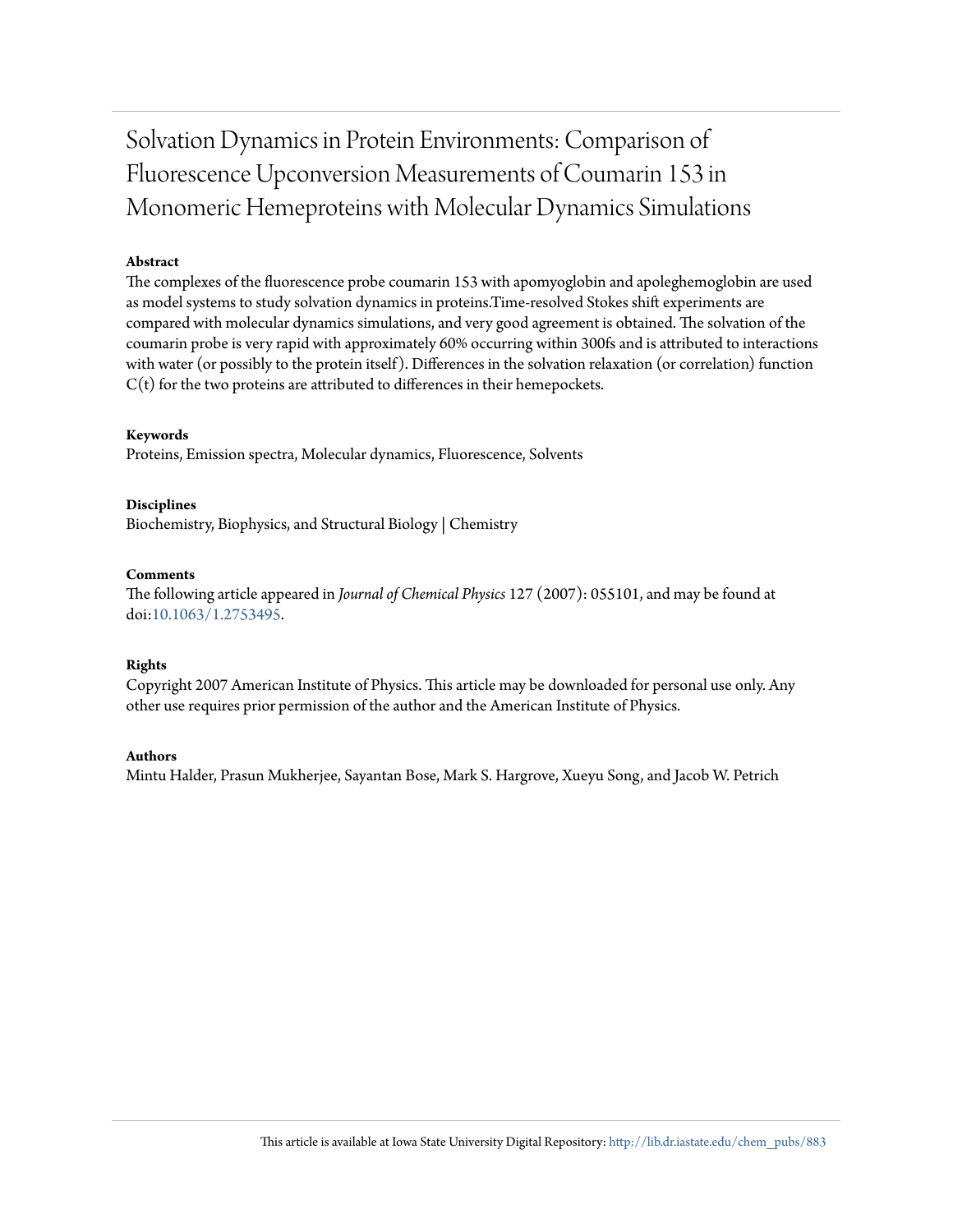# Solvation Dynamics in Protein Environments: Comparison of Fluorescence Upconversion Measurements of Coumarin 153 in Monomeric Hemeproteins with Molecular Dynamics Simulations

**Abstract**

The complexes of the fluorescence probe coumarin 153 with apomyoglobin and apoleghemoglobin are used as model systems to study solvation dynamics in proteins.Time-resolved Stokes shift experiments are compared with molecular dynamics simulations, and very good agreement is obtained. The solvation of the coumarin probe is very rapid with approximately 60% occurring within 300fs and is attributed to interactions with water (or possibly to the protein itself). Differences in the solvation relaxation (or correlation) function C(t) for the two proteins are attributed to differences in their hemepockets.

**Keywords**

Proteins, Emission spectra, Molecular dynamics, Fluorescence, Solvents

**Disciplines**

Biochemistry, Biophysics, and Structural Biology | Chemistry

**Comments**

The following article appeared in *Journal of Chemical Physics* 127 (2007): 055101, and may be found at doi:10.1063/1.2753495.

**Rights**

Copyright 2007 American Institute of Physics. This article may be downloaded for personal use only. Any other use requires prior permission of the author and the American Institute of Physics.

**Authors**

Mintu Halder, Prasun Mukherjee, Sayantan Bose, Mark S. Hargrove, Xueyu Song, and Jacob W. Petrich

This article is available at Iowa State University Digital Repository: http://lib.dr.iastate.edu/chem_pubs/883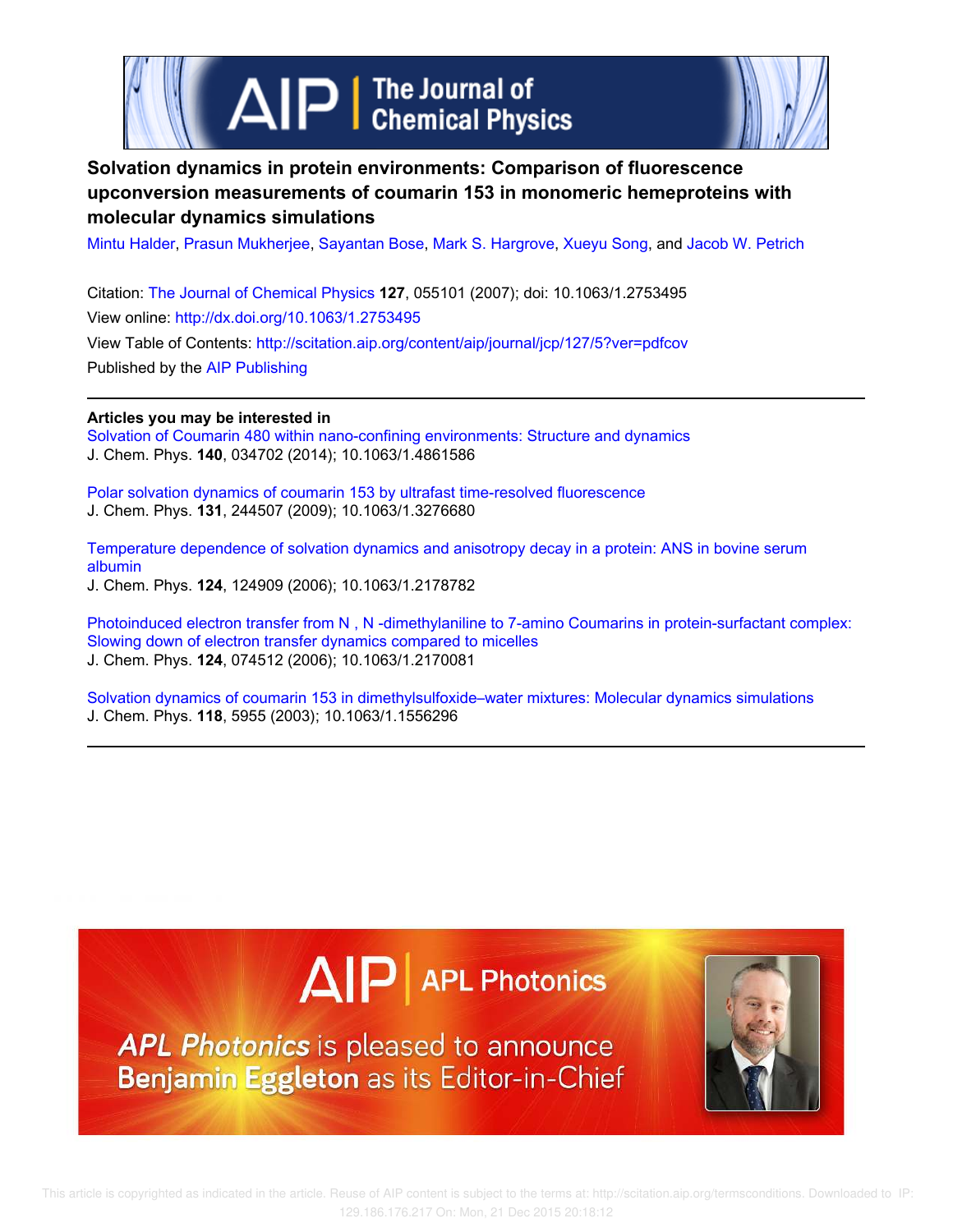# Solvation dynamics in protein environments: Comparison of fluorescence upconversion measurements of coumarin 153 in monomeric hemeproteins with molecular dynamics simulations

Mintu Halder, Prasun Mukherjee, Sayantan Bose, Mark S. Hargrove, Xueyu Song, and Jacob W. Petrich

Citation: The Journal of Chemical Physics **127**, 055101 (2007); doi: 10.1063/1.2753495

View online: http://dx.doi.org/10.1063/1.2753495

View Table of Contents: http://scitation.aip.org/content/aip/journal/jcp/127/5?ver=pdfcov

Published by the AIP Publishing

---

**Articles you may be interested in**

Solvation of Coumarin 480 within nano-confining environments: Structure and dynamics
J. Chem. Phys. **140**, 034702 (2014); 10.1063/1.4861586

Polar solvation dynamics of coumarin 153 by ultrafast time-resolved fluorescence
J. Chem. Phys. **131**, 244507 (2009); 10.1063/1.3276680

Temperature dependence of solvation dynamics and anisotropy decay in a protein: ANS in bovine serum albumin
J. Chem. Phys. **124**, 124909 (2006); 10.1063/1.2178782

Photoinduced electron transfer from N , N -dimethylaniline to 7-amino Coumarins in protein-surfactant complex: Slowing down of electron transfer dynamics compared to micelles
J. Chem. Phys. **124**, 074512 (2006); 10.1063/1.2170081

Solvation dynamics of coumarin 153 in dimethylsulfoxide–water mixtures: Molecular dynamics simulations
J. Chem. Phys. **118**, 5955 (2003); 10.1063/1.1556296

---

APL Photonics is pleased to announce Benjamin Eggleton as its Editor-in-Chief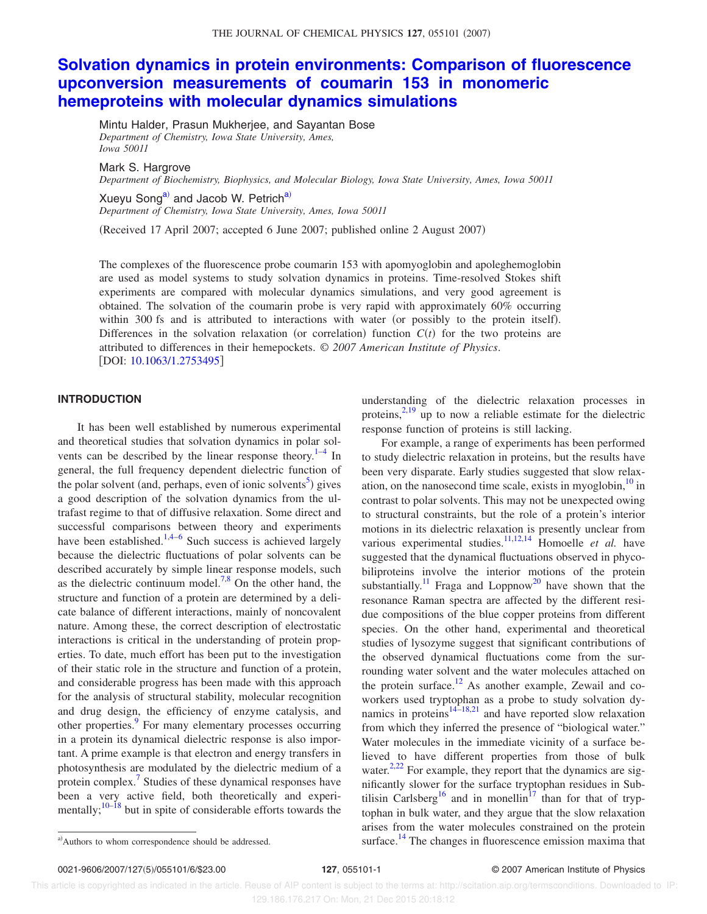# Solvation dynamics in protein environments: Comparison of fluorescence upconversion measurements of coumarin 153 in monomeric hemeproteins with molecular dynamics simulations

Mintu Halder, Prasun Mukherjee, and Sayantan Bose
*Department of Chemistry, Iowa State University, Ames, Iowa 50011*

Mark S. Hargrove
*Department of Biochemistry, Biophysics, and Molecular Biology, Iowa State University, Ames, Iowa 50011*

Xueyu Song[a] and Jacob W. Petrich[a]
*Department of Chemistry, Iowa State University, Ames, Iowa 50011*

(Received 17 April 2007; accepted 6 June 2007; published online 2 August 2007)

The complexes of the fluorescence probe coumarin 153 with apomyoglobin and apoleghemoglobin are used as model systems to study solvation dynamics in proteins. Time-resolved Stokes shift experiments are compared with molecular dynamics simulations, and very good agreement is obtained. The solvation of the coumarin probe is very rapid with approximately 60% occurring within 300 fs and is attributed to interactions with water (or possibly to the protein itself). Differences in the solvation relaxation (or correlation) function $C(t)$ for the two proteins are attributed to differences in their hemepockets. © *2007 American Institute of Physics*. [DOI: 10.1063/1.2753495]

## INTRODUCTION

It has been well established by numerous experimental and theoretical studies that solvation dynamics in polar solvents can be described by the linear response theory.[1–4] In general, the full frequency dependent dielectric function of the polar solvent (and, perhaps, even of ionic solvents[5]) gives a good description of the solvation dynamics from the ultrafast regime to that of diffusive relaxation. Some direct and successful comparisons between theory and experiments have been established.[1,4–6] Such success is achieved largely because the dielectric fluctuations of polar solvents can be described accurately by simple linear response models, such as the dielectric continuum model.[7,8] On the other hand, the structure and function of a protein are determined by a delicate balance of different interactions, mainly of noncovalent nature. Among these, the correct description of electrostatic interactions is critical in the understanding of protein properties. To date, much effort has been put to the investigation of their static role in the structure and function of a protein, and considerable progress has been made with this approach for the analysis of structural stability, molecular recognition and drug design, the efficiency of enzyme catalysis, and other properties.[9] For many elementary processes occurring in a protein its dynamical dielectric response is also important. A prime example is that electron and energy transfers in photosynthesis are modulated by the dielectric medium of a protein complex.[7] Studies of these dynamical responses have been a very active field, both theoretically and experimentally;[10–18] but in spite of considerable efforts towards the understanding of the dielectric relaxation processes in proteins,[2,19] up to now a reliable estimate for the dielectric response function of proteins is still lacking.

For example, a range of experiments has been performed to study dielectric relaxation in proteins, but the results have been very disparate. Early studies suggested that slow relaxation, on the nanosecond time scale, exists in myoglobin,[10] in contrast to polar solvents. This may not be unexpected owing to structural constraints, but the role of a protein's interior motions in its dielectric relaxation is presently unclear from various experimental studies.[11,12,14] Homoelle *et al.* have suggested that the dynamical fluctuations observed in phycobiliproteins involve the interior motions of the protein substantially.[11] Fraga and Loppnow[20] have shown that the resonance Raman spectra are affected by the different residue compositions of the blue copper proteins from different species. On the other hand, experimental and theoretical studies of lysozyme suggest that significant contributions of the observed dynamical fluctuations come from the surrounding water solvent and the water molecules attached on the protein surface.[12] As another example, Zewail and coworkers used tryptophan as a probe to study solvation dynamics in proteins[14–18,21] and have reported slow relaxation from which they inferred the presence of "biological water." Water molecules in the immediate vicinity of a surface believed to have different properties from those of bulk water.[2,22] For example, they report that the dynamics are significantly slower for the surface tryptophan residues in Subtilisin Carlsberg[16] and in monellin[17] than for that of tryptophan in bulk water, and they argue that the slow relaxation arises from the water molecules constrained on the protein surface.[14] The changes in fluorescence emission maxima that

[a]Authors to whom correspondence should be addressed.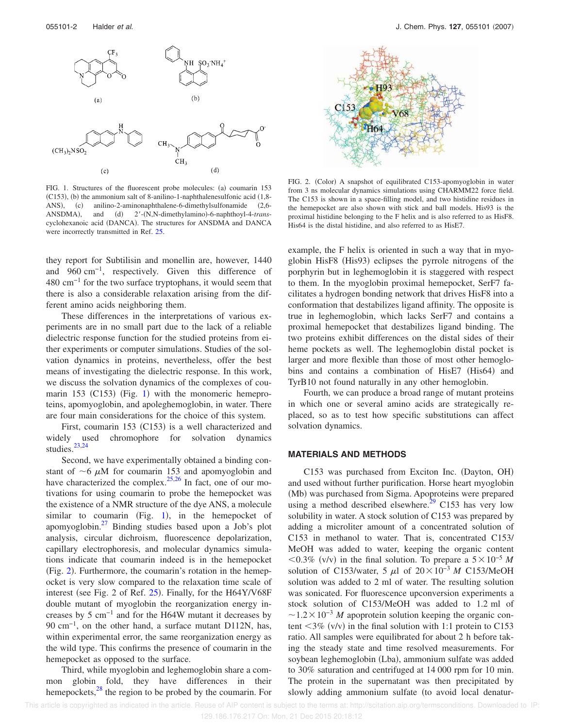FIG. 1. Structures of the fluorescent probe molecules: (a) coumarin 153 (C153), (b) the ammonium salt of 8-anilino-1-naphthalenesulfonic acid (1,8-ANS), (c) anilino-2-aminonaphthalene-6-dimethylsulfonamide (2,6-ANSDMA), and (d) 2′-(N,N-dimethylamino)-6-naphthoyl-4-*trans*-cyclohexanoic acid (DANCA). The structures for ANSDMA and DANCA were incorrectly transmitted in Ref. 25.

FIG. 2. (Color) A snapshot of equilibrated C153-apomyoglobin in water from 3 ns molecular dynamics simulations using CHARMM22 force field. The C153 is shown in a space-filling model, and two histidine residues in the hemepocket are also shown with stick and ball models. His93 is the proximal histidine belonging to the F helix and is also referred to as HisF8. His64 is the distal histidine, and also referred to as HisE7.

they report for Subtilisin and monellin are, however, 1440 and 960 $\text{cm}^{-1}$, respectively. Given this difference of 480 $\text{cm}^{-1}$ for the two surface tryptophans, it would seem that there is also a considerable relaxation arising from the different amino acids neighboring them.

These differences in the interpretations of various experiments are in no small part due to the lack of a reliable dielectric response function for the studied proteins from either experiments or computer simulations. Studies of the solvation dynamics in proteins, nevertheless, offer the best means of investigating the dielectric response. In this work, we discuss the solvation dynamics of the complexes of coumarin 153 (C153) (Fig. 1) with the monomeric hemeproteins, apomyoglobin, and apoleghemoglobin, in water. There are four main considerations for the choice of this system.

First, coumarin 153 (C153) is a well characterized and widely used chromophore for solvation dynamics studies.[23,24]

Second, we have experimentally obtained a binding constant of $\sim 6\ \mu\text{M}$ for coumarin 153 and apomyoglobin and have characterized the complex.[25,26] In fact, one of our motivations for using coumarin to probe the hemepocket was the existence of a NMR structure of the dye ANS, a molecule similar to coumarin (Fig. 1), in the hemepocket of apomyoglobin.[27] Binding studies based upon a Job's plot analysis, circular dichroism, fluorescence depolarization, capillary electrophoresis, and molecular dynamics simulations indicate that coumarin indeed is in the hemepocket (Fig. 2). Furthermore, the coumarin's rotation in the hemepocket is very slow compared to the relaxation time scale of interest (see Fig. 2 of Ref. 25). Finally, for the H64Y/V68F double mutant of myoglobin the reorganization energy increases by 5 $\text{cm}^{-1}$ and for the H64W mutant it decreases by 90 $\text{cm}^{-1}$, on the other hand, a surface mutant D112N, has, within experimental error, the same reorganization energy as the wild type. This confirms the presence of coumarin in the hemepocket as opposed to the surface.

Third, while myoglobin and leghemoglobin share a common globin fold, they have differences in their hemepockets,[28] the region to be probed by the coumarin. For example, the F helix is oriented in such a way that in myoglobin HisF8 (His93) eclipses the pyrrole nitrogens of the porphyrin but in leghemoglobin it is staggered with respect to them. In the myoglobin proximal hemepocket, SerF7 facilitates a hydrogen bonding network that drives HisF8 into a conformation that destabilizes ligand affinity. The opposite is true in leghemoglobin, which lacks SerF7 and contains a proximal hemepocket that destabilizes ligand binding. The two proteins exhibit differences on the distal sides of their heme pockets as well. The leghemoglobin distal pocket is larger and more flexible than those of most other hemoglobins and contains a combination of HisE7 (His64) and TyrB10 not found naturally in any other hemoglobin.

Fourth, we can produce a broad range of mutant proteins in which one or several amino acids are strategically replaced, so as to test how specific substitutions can affect solvation dynamics.

## MATERIALS AND METHODS

C153 was purchased from Exciton Inc. (Dayton, OH) and used without further purification. Horse heart myoglobin (Mb) was purchased from Sigma. Apoproteins were prepared using a method described elsewhere.[29] C153 has very low solubility in water. A stock solution of C153 was prepared by adding a microliter amount of a concentrated solution of C153 in methanol to water. That is, concentrated C153/MeOH was added to water, keeping the organic content $<0.3\%$ (v/v) in the final solution. To prepare a $5\times10^{-5}\ M$ solution of C153/water, 5 $\mu$l of $20\times10^{-3}\ M$ C153/MeOH solution was added to 2 ml of water. The resulting solution was sonicated. For fluorescence upconversion experiments a stock solution of C153/MeOH was added to 1.2 ml of $\sim 1.2\times10^{-3}\ M$ apoprotein solution keeping the organic content $<3\%$ (v/v) in the final solution with 1:1 protein to C153 ratio. All samples were equilibrated for about 2 h before taking the steady state and time resolved measurements. For soybean leghemoglobin (Lba), ammonium sulfate was added to 30% saturation and centrifuged at 14 000 rpm for 10 min. The protein in the supernatant was then precipitated by slowly adding ammonium sulfate (to avoid local denatur-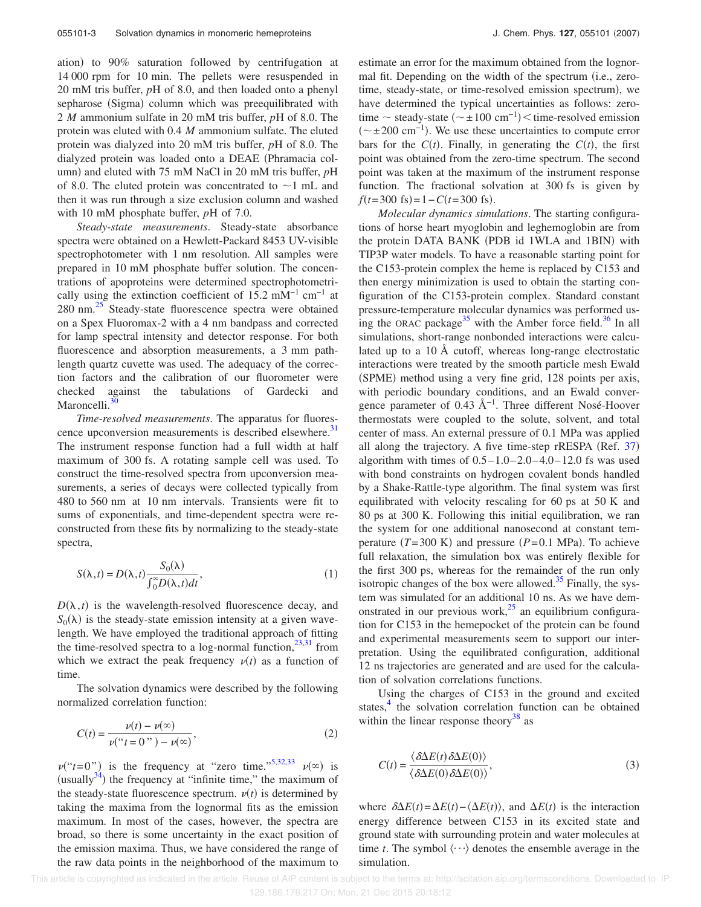ation) to 90% saturation followed by centrifugation at 14 000 rpm for 10 min. The pellets were resuspended in 20 mM tris buffer, *p*H of 8.0, and then loaded onto a phenyl sepharose (Sigma) column which was preequilibrated with 2 *M* ammonium sulfate in 20 mM tris buffer, *p*H of 8.0. The protein was eluted with 0.4 *M* ammonium sulfate. The eluted protein was dialyzed into 20 mM tris buffer, *p*H of 8.0. The dialyzed protein was loaded onto a DEAE (Phramacia column) and eluted with 75 mM NaCl in 20 mM tris buffer, *p*H of 8.0. The eluted protein was concentrated to ~1 mL and then it was run through a size exclusion column and washed with 10 mM phosphate buffer, *p*H of 7.0.

*Steady-state measurements*. Steady-state absorbance spectra were obtained on a Hewlett-Packard 8453 UV-visible spectrophotometer with 1 nm resolution. All samples were prepared in 10 mM phosphate buffer solution. The concentrations of apoproteins were determined spectrophotometrically using the extinction coefficient of 15.2 $mM^{-1}$ $cm^{-1}$ at 280 nm.[25] Steady-state fluorescence spectra were obtained on a Spex Fluoromax-2 with a 4 nm bandpass and corrected for lamp spectral intensity and detector response. For both fluorescence and absorption measurements, a 3 mm pathlength quartz cuvette was used. The adequacy of the correction factors and the calibration of our fluorometer were checked against the tabulations of Gardecki and Maroncelli.[30]

*Time-resolved measurements*. The apparatus for fluorescence upconversion measurements is described elsewhere.[31] The instrument response function had a full width at half maximum of 300 fs. A rotating sample cell was used. To construct the time-resolved spectra from upconversion measurements, a series of decays were collected typically from 480 to 560 nm at 10 nm intervals. Transients were fit to sums of exponentials, and time-dependent spectra were reconstructed from these fits by normalizing to the steady-state spectra,

$$S(\lambda,t) = D(\lambda,t)\frac{S_0(\lambda)}{\int_0^\infty D(\lambda,t)dt}, \tag{1}$$

$D(\lambda,t)$ is the wavelength-resolved fluorescence decay, and $S_0(\lambda)$ is the steady-state emission intensity at a given wavelength. We have employed the traditional approach of fitting the time-resolved spectra to a log-normal function,[23,31] from which we extract the peak frequency $\nu(t)$ as a function of time.

The solvation dynamics were described by the following normalized correlation function:

$$C(t) = \frac{\nu(t) - \nu(\infty)}{\nu(\text{"}t=0\text{"}) - \nu(\infty)}, \tag{2}$$

$\nu(\text{"}t=0\text{"})$ is the frequency at "zero time."[5,32,33] $\nu(\infty)$ is (usually[34]) the frequency at "infinite time," the maximum of the steady-state fluorescence spectrum. $\nu(t)$ is determined by taking the maxima from the lognormal fits as the emission maximum. In most of the cases, however, the spectra are broad, so there is some uncertainty in the exact position of the emission maxima. Thus, we have considered the range of the raw data points in the neighborhood of the maximum to estimate an error for the maximum obtained from the lognormal fit. Depending on the width of the spectrum (i.e., zero-time, steady-state, or time-resolved emission spectrum), we have determined the typical uncertainties as follows: zero-time ~ steady-state ($\sim\pm 100$ $cm^{-1}$) < time-resolved emission ($\sim\pm 200$ $cm^{-1}$). We use these uncertainties to compute error bars for the $C(t)$. Finally, in generating the $C(t)$, the first point was obtained from the zero-time spectrum. The second point was taken at the maximum of the instrument response function. The fractional solvation at 300 fs is given by $f(t=300 \text{ fs}) = 1 - C(t=300 \text{ fs})$.

*Molecular dynamics simulations*. The starting configurations of horse heart myoglobin and leghemoglobin are from the protein DATA BANK (PDB id 1WLA and 1BIN) with TIP3P water models. To have a reasonable starting point for the C153-protein complex the heme is replaced by C153 and then energy minimization is used to obtain the starting configuration of the C153-protein complex. Standard constant pressure-temperature molecular dynamics was performed using the ORAC package[35] with the Amber force field.[36] In all simulations, short-range nonbonded interactions were calculated up to a 10 Å cutoff, whereas long-range electrostatic interactions were treated by the smooth particle mesh Ewald (SPME) method using a very fine grid, 128 points per axis, with periodic boundary conditions, and an Ewald convergence parameter of 0.43 $Å^{-1}$. Three different Nosé-Hoover thermostats were coupled to the solute, solvent, and total center of mass. An external pressure of 0.1 MPa was applied all along the trajectory. A five time-step rRESPA (Ref. 37) algorithm with times of 0.5–1.0–2.0–4.0–12.0 fs was used with bond constraints on hydrogen covalent bonds handled by a Shake-Rattle-type algorithm. The final system was first equilibrated with velocity rescaling for 60 ps at 50 K and 80 ps at 300 K. Following this initial equilibration, we ran the system for one additional nanosecond at constant temperature ($T=300$ K) and pressure ($P=0.1$ MPa). To achieve full relaxation, the simulation box was entirely flexible for the first 300 ps, whereas for the remainder of the run only isotropic changes of the box were allowed.[35] Finally, the system was simulated for an additional 10 ns. As we have demonstrated in our previous work,[25] an equilibrium configuration for C153 in the hemepocket of the protein can be found and experimental measurements seem to support our interpretation. Using the equilibrated configuration, additional 12 ns trajectories are generated and are used for the calculation of solvation correlations functions.

Using the charges of C153 in the ground and excited states,[4] the solvation correlation function can be obtained within the linear response theory[38] as

$$C(t) = \frac{\langle \delta\Delta E(t)\delta\Delta E(0)\rangle}{\langle \delta\Delta E(0)\delta\Delta E(0)\rangle}, \tag{3}$$

where $\delta\Delta E(t) = \Delta E(t) - \langle \Delta E(t)\rangle$, and $\Delta E(t)$ is the interaction energy difference between C153 in its excited state and ground state with surrounding protein and water molecules at time $t$. The symbol $\langle \cdots \rangle$ denotes the ensemble average in the simulation.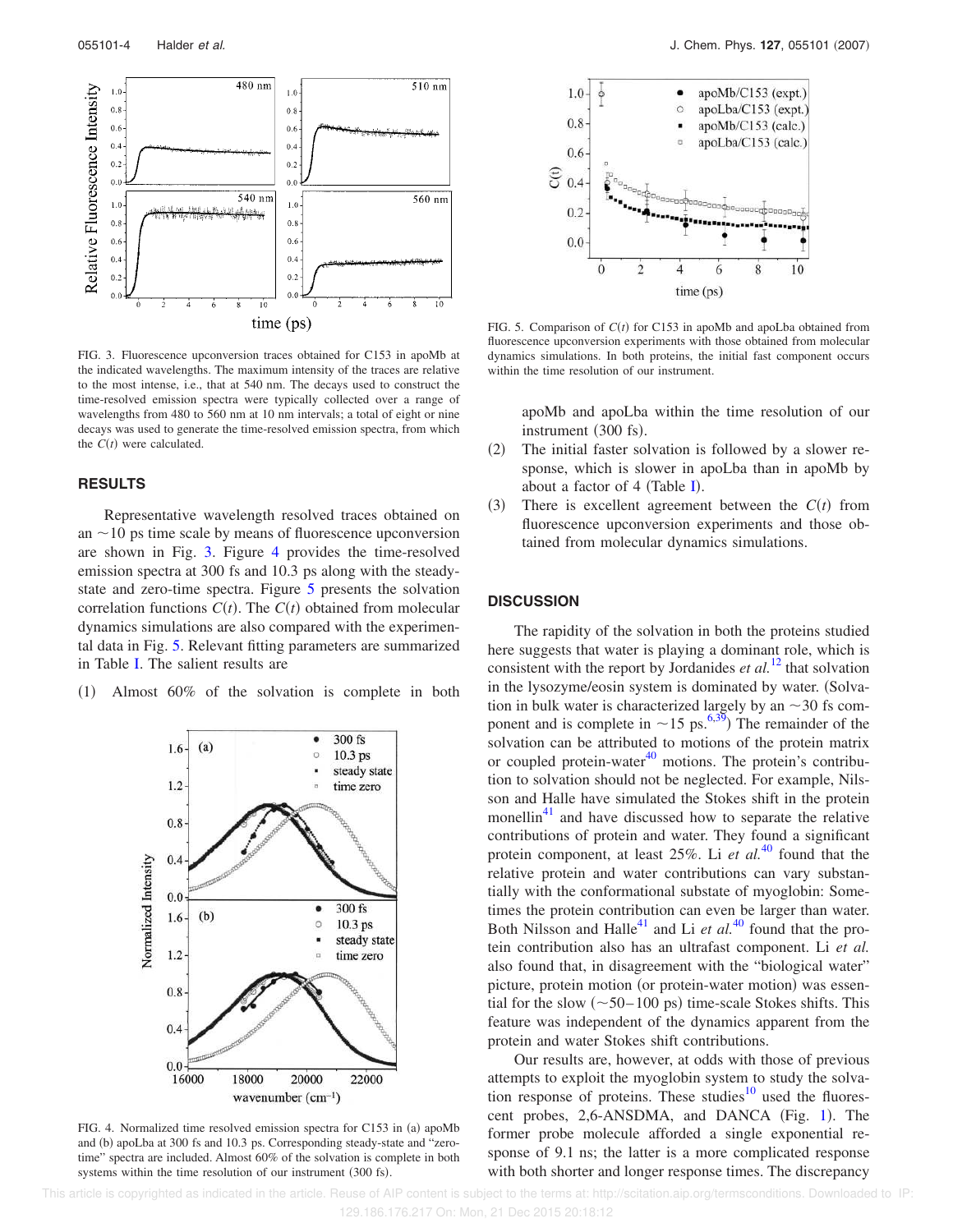FIG. 3. Fluorescence upconversion traces obtained for C153 in apoMb at the indicated wavelengths. The maximum intensity of the traces are relative to the most intense, i.e., that at 540 nm. The decays used to construct the time-resolved emission spectra were typically collected over a range of wavelengths from 480 to 560 nm at 10 nm intervals; a total of eight or nine decays was used to generate the time-resolved emission spectra, from which the $C(t)$ were calculated.

FIG. 5. Comparison of $C(t)$ for C153 in apoMb and apoLba obtained from fluorescence upconversion experiments with those obtained from molecular dynamics simulations. In both proteins, the initial fast component occurs within the time resolution of our instrument.

## RESULTS

Representative wavelength resolved traces obtained on an ~10 ps time scale by means of fluorescence upconversion are shown in Fig. 3. Figure 4 provides the time-resolved emission spectra at 300 fs and 10.3 ps along with the steady-state and zero-time spectra. Figure 5 presents the solvation correlation functions $C(t)$. The $C(t)$ obtained from molecular dynamics simulations are also compared with the experimental data in Fig. 5. Relevant fitting parameters are summarized in Table I. The salient results are

(1) Almost 60% of the solvation is complete in both apoMb and apoLba within the time resolution of our instrument (300 fs).

(2) The initial faster solvation is followed by a slower response, which is slower in apoLba than in apoMb by about a factor of 4 (Table I).

(3) There is excellent agreement between the $C(t)$ from fluorescence upconversion experiments and those obtained from molecular dynamics simulations.

FIG. 4. Normalized time resolved emission spectra for C153 in (a) apoMb and (b) apoLba at 300 fs and 10.3 ps. Corresponding steady-state and "zero-time" spectra are included. Almost 60% of the solvation is complete in both systems within the time resolution of our instrument (300 fs).

## DISCUSSION

The rapidity of the solvation in both the proteins studied here suggests that water is playing a dominant role, which is consistent with the report by Jordanides *et al.*[12] that solvation in the lysozyme/eosin system is dominated by water. (Solvation in bulk water is characterized largely by an ~30 fs component and is complete in ~15 ps.[6,39]) The remainder of the solvation can be attributed to motions of the protein matrix or coupled protein-water[40] motions. The protein's contribution to solvation should not be neglected. For example, Nilsson and Halle have simulated the Stokes shift in the protein monellin[41] and have discussed how to separate the relative contributions of protein and water. They found a significant protein component, at least 25%. Li *et al.*[40] found that the relative protein and water contributions can vary substantially with the conformational substate of myoglobin: Sometimes the protein contribution can even be larger than water. Both Nilsson and Halle[41] and Li *et al.*[40] found that the protein contribution also has an ultrafast component. Li *et al.* also found that, in disagreement with the "biological water" picture, protein motion (or protein-water motion) was essential for the slow (~50–100 ps) time-scale Stokes shifts. This feature was independent of the dynamics apparent from the protein and water Stokes shift contributions.

Our results are, however, at odds with those of previous attempts to exploit the myoglobin system to study the solvation response of proteins. These studies[10] used the fluorescent probes, 2,6-ANSDMA, and DANCA (Fig. 1). The former probe molecule afforded a single exponential response of 9.1 ns; the latter is a more complicated response with both shorter and longer response times. The discrepancy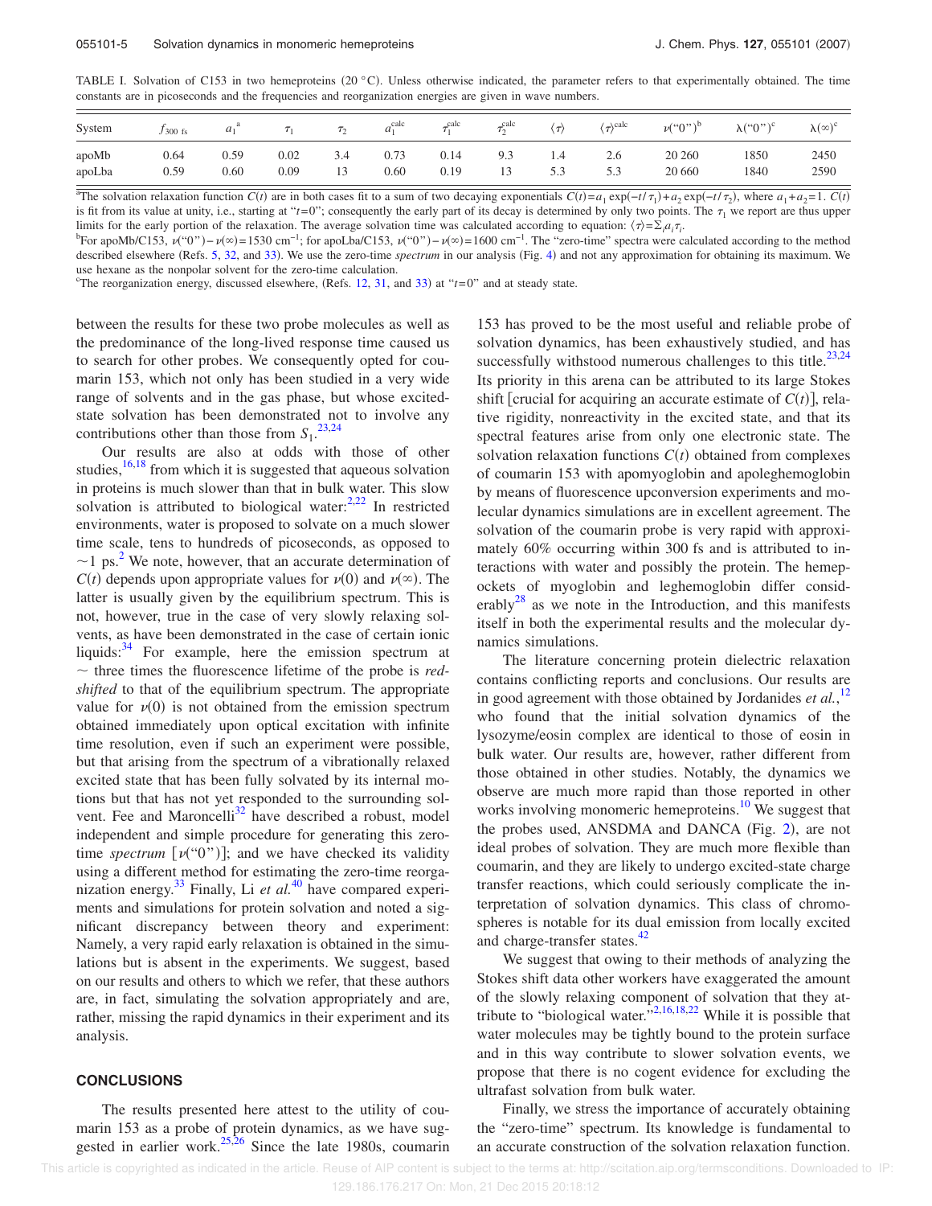TABLE I. Solvation of C153 in two hemeproteins (20 °C). Unless otherwise indicated, the parameter refers to that experimentally obtained. The time constants are in picoseconds and the frequencies and reorganization energies are given in wave numbers.

| System | $f_{300\ fs}$ | $a_1$[a] | $\tau_1$ | $\tau_2$ | $a_1^{calc}$ | $\tau_1^{calc}$ | $\tau_2^{calc}$ | $\langle\tau\rangle$ | $\langle\tau\rangle^{calc}$ | $\nu$("0")[b] | $\lambda$("0")[c] | $\lambda(\infty)$[c] |
|---|---|---|---|---|---|---|---|---|---|---|---|---|
| apoMb | 0.64 | 0.59 | 0.02 | 3.4 | 0.73 | 0.14 | 9.3 | 1.4 | 2.6 | 20 260 | 1850 | 2450 |
| apoLba | 0.59 | 0.60 | 0.09 | 13 | 0.60 | 0.19 | 13 | 5.3 | 5.3 | 20 660 | 1840 | 2590 |

[a]The solvation relaxation function $C(t)$ are in both cases fit to a sum of two decaying exponentials $C(t)=a_1\exp(-t/\tau_1)+a_2\exp(-t/\tau_2)$, where $a_1+a_2=1$. $C(t)$ is fit from its value at unity, i.e., starting at "$t=0$"; consequently the early part of its decay is determined by only two points. The $\tau_1$ we report are thus upper limits for the early portion of the relaxation. The average solvation time was calculated according to equation: $\langle\tau\rangle=\Sigma_i a_i\tau_i$.

[b]For apoMb/C153, $\nu$("0")$-\nu(\infty)=1530$ cm$^{-1}$; for apoLba/C153, $\nu$("0")$-\nu(\infty)=1600$ cm$^{-1}$. The "zero-time" spectra were calculated according to the method described elsewhere (Refs. 5, 32, and 33). We use the zero-time *spectrum* in our analysis (Fig. 4) and not any approximation for obtaining its maximum. We use hexane as the nonpolar solvent for the zero-time calculation.

[c]The reorganization energy, discussed elsewhere, (Refs. 12, 31, and 33) at "$t=0$" and at steady state.

between the results for these two probe molecules as well as the predominance of the long-lived response time caused us to search for other probes. We consequently opted for coumarin 153, which not only has been studied in a very wide range of solvents and in the gas phase, but whose excited-state solvation has been demonstrated not to involve any contributions other than those from $S_1$.[23,24]

Our results are also at odds with those of other studies,[16,18] from which it is suggested that aqueous solvation in proteins is much slower than that in bulk water. This slow solvation is attributed to biological water:[2,22] In restricted environments, water is proposed to solvate on a much slower time scale, tens to hundreds of picoseconds, as opposed to ~1 ps.[2] We note, however, that an accurate determination of $C(t)$ depends upon appropriate values for $\nu(0)$ and $\nu(\infty)$. The latter is usually given by the equilibrium spectrum. This is not, however, true in the case of very slowly relaxing solvents, as have been demonstrated in the case of certain ionic liquids:[34] For example, here the emission spectrum at ~ three times the fluorescence lifetime of the probe is *red-shifted* to that of the equilibrium spectrum. The appropriate value for $\nu(0)$ is not obtained from the emission spectrum obtained immediately upon optical excitation with infinite time resolution, even if such an experiment were possible, but that arising from the spectrum of a vibrationally relaxed excited state that has been fully solvated by its internal motions but that has not yet responded to the surrounding solvent. Fee and Maroncelli[32] have described a robust, model independent and simple procedure for generating this zero-time *spectrum* [$\nu$("0")]; and we have checked its validity using a different method for estimating the zero-time reorganization energy.[33] Finally, Li *et al.*[40] have compared experiments and simulations for protein solvation and noted a significant discrepancy between theory and experiment: Namely, a very rapid early relaxation is obtained in the simulations but is absent in the experiments. We suggest, based on our results and others to which we refer, that these authors are, in fact, simulating the solvation appropriately and are, rather, missing the rapid dynamics in their experiment and its analysis.

## CONCLUSIONS

The results presented here attest to the utility of coumarin 153 as a probe of protein dynamics, as we have suggested in earlier work.[25,26] Since the late 1980s, coumarin 153 has proved to be the most useful and reliable probe of solvation dynamics, has been exhaustively studied, and has successfully withstood numerous challenges to this title.[23,24] Its priority in this arena can be attributed to its large Stokes shift [crucial for acquiring an accurate estimate of $C(t)$], relative rigidity, nonreactivity in the excited state, and that its spectral features arise from only one electronic state. The solvation relaxation functions $C(t)$ obtained from complexes of coumarin 153 with apomyoglobin and apoleghemoglobin by means of fluorescence upconversion experiments and molecular dynamics simulations are in excellent agreement. The solvation of the coumarin probe is very rapid with approximately 60% occurring within 300 fs and is attributed to interactions with water and possibly the protein. The hemepockets of myoglobin and leghemoglobin differ considerably[28] as we note in the Introduction, and this manifests itself in both the experimental results and the molecular dynamics simulations.

The literature concerning protein dielectric relaxation contains conflicting reports and conclusions. Our results are in good agreement with those obtained by Jordanides *et al.*,[12] who found that the initial solvation dynamics of the lysozyme/eosin complex are identical to those of eosin in bulk water. Our results are, however, rather different from those obtained in other studies. Notably, the dynamics we observe are much more rapid than those reported in other works involving monomeric hemeproteins.[10] We suggest that the probes used, ANSDMA and DANCA (Fig. 2), are not ideal probes of solvation. They are much more flexible than coumarin, and they are likely to undergo excited-state charge transfer reactions, which could seriously complicate the interpretation of solvation dynamics. This class of chromospheres is notable for its dual emission from locally excited and charge-transfer states.[42]

We suggest that owing to their methods of analyzing the Stokes shift data other workers have exaggerated the amount of the slowly relaxing component of solvation that they attribute to "biological water."[2,16,18,22] While it is possible that water molecules may be tightly bound to the protein surface and in this way contribute to slower solvation events, we propose that there is no cogent evidence for excluding the ultrafast solvation from bulk water.

Finally, we stress the importance of accurately obtaining the "zero-time" spectrum. Its knowledge is fundamental to an accurate construction of the solvation relaxation function.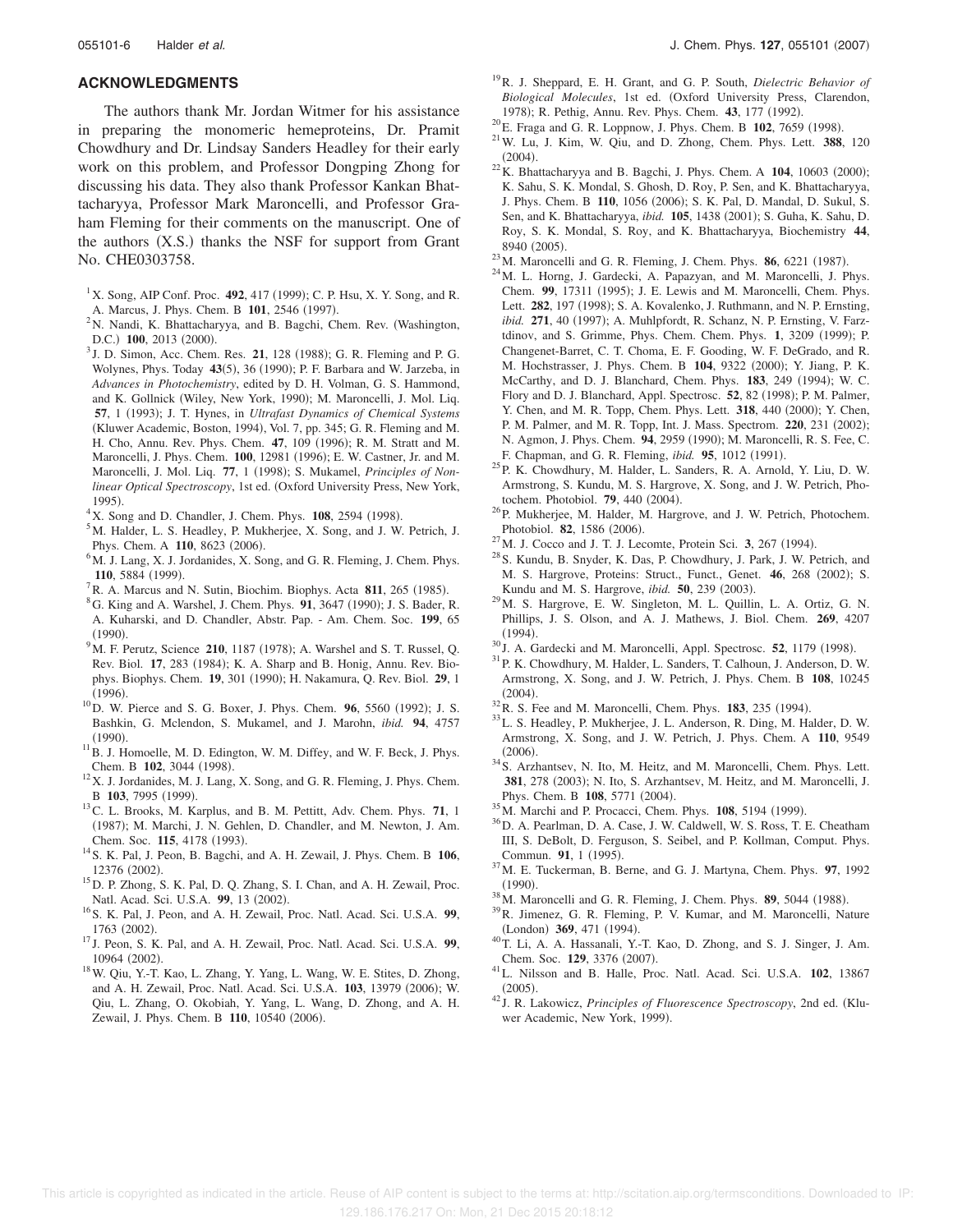## ACKNOWLEDGMENTS

The authors thank Mr. Jordan Witmer for his assistance in preparing the monomeric hemeproteins, Dr. Pramit Chowdhury and Dr. Lindsay Sanders Headley for their early work on this problem, and Professor Dongping Zhong for discussing his data. They also thank Professor Kankan Bhattacharyya, Professor Mark Maroncelli, and Professor Graham Fleming for their comments on the manuscript. One of the authors (X.S.) thanks the NSF for support from Grant No. CHE0303758.

[1] X. Song, AIP Conf. Proc. **492**, 417 (1999); C. P. Hsu, X. Y. Song, and R. A. Marcus, J. Phys. Chem. B **101**, 2546 (1997).

[2] N. Nandi, K. Bhattacharyya, and B. Bagchi, Chem. Rev. (Washington, D.C.) **100**, 2013 (2000).

[3] J. D. Simon, Acc. Chem. Res. **21**, 128 (1988); G. R. Fleming and P. G. Wolynes, Phys. Today **43**(5), 36 (1990); P. F. Barbara and W. Jarzeba, in *Advances in Photochemistry*, edited by D. H. Volman, G. S. Hammond, and K. Gollnick (Wiley, New York, 1990); M. Maroncelli, J. Mol. Liq. **57**, 1 (1993); J. T. Hynes, in *Ultrafast Dynamics of Chemical Systems* (Kluwer Academic, Boston, 1994), Vol. 7, pp. 345; G. R. Fleming and M. H. Cho, Annu. Rev. Phys. Chem. **47**, 109 (1996); R. M. Stratt and M. Maroncelli, J. Phys. Chem. **100**, 12981 (1996); E. W. Castner, Jr. and M. Maroncelli, J. Mol. Liq. **77**, 1 (1998); S. Mukamel, *Principles of Nonlinear Optical Spectroscopy*, 1st ed. (Oxford University Press, New York, 1995).

[4] X. Song and D. Chandler, J. Chem. Phys. **108**, 2594 (1998).

[5] M. Halder, L. S. Headley, P. Mukherjee, X. Song, and J. W. Petrich, J. Phys. Chem. A **110**, 8623 (2006).

[6] M. J. Lang, X. J. Jordanides, X. Song, and G. R. Fleming, J. Chem. Phys. **110**, 5884 (1999).

[7] R. A. Marcus and N. Sutin, Biochim. Biophys. Acta **811**, 265 (1985).

[8] G. King and A. Warshel, J. Chem. Phys. **91**, 3647 (1990); J. S. Bader, R. A. Kuharski, and D. Chandler, Abstr. Pap. - Am. Chem. Soc. **199**, 65 (1990).

[9] M. F. Perutz, Science **210**, 1187 (1978); A. Warshel and S. T. Russel, Q. Rev. Biol. **17**, 283 (1984); K. A. Sharp and B. Honig, Annu. Rev. Biophys. Biophys. Chem. **19**, 301 (1990); H. Nakamura, Q. Rev. Biol. **29**, 1 (1996).

[10] D. W. Pierce and S. G. Boxer, J. Phys. Chem. **96**, 5560 (1992); J. S. Bashkin, G. Mclendon, S. Mukamel, and J. Marohn, *ibid.* **94**, 4757 (1990).

[11] B. J. Homoelle, M. D. Edington, W. M. Diffey, and W. F. Beck, J. Phys. Chem. B **102**, 3044 (1998).

[12] X. J. Jordanides, M. J. Lang, X. Song, and G. R. Fleming, J. Phys. Chem. B **103**, 7995 (1999).

[13] C. L. Brooks, M. Karplus, and B. M. Pettitt, Adv. Chem. Phys. **71**, 1 (1987); M. Marchi, J. N. Gehlen, D. Chandler, and M. Newton, J. Am. Chem. Soc. **115**, 4178 (1993).

[14] S. K. Pal, J. Peon, B. Bagchi, and A. H. Zewail, J. Phys. Chem. B **106**, 12376 (2002).

[15] D. P. Zhong, S. K. Pal, D. Q. Zhang, S. I. Chan, and A. H. Zewail, Proc. Natl. Acad. Sci. U.S.A. **99**, 13 (2002).

[16] S. K. Pal, J. Peon, and A. H. Zewail, Proc. Natl. Acad. Sci. U.S.A. **99**, 1763 (2002).

[17] J. Peon, S. K. Pal, and A. H. Zewail, Proc. Natl. Acad. Sci. U.S.A. **99**, 10964 (2002).

[18] W. Qiu, Y.-T. Kao, L. Zhang, Y. Yang, L. Wang, W. E. Stites, D. Zhong, and A. H. Zewail, Proc. Natl. Acad. Sci. U.S.A. **103**, 13979 (2006); W. Qiu, L. Zhang, O. Okobiah, Y. Yang, L. Wang, D. Zhong, and A. H. Zewail, J. Phys. Chem. B **110**, 10540 (2006).

[19] R. J. Sheppard, E. H. Grant, and G. P. South, *Dielectric Behavior of Biological Molecules*, 1st ed. (Oxford University Press, Clarendon, 1978); R. Pethig, Annu. Rev. Phys. Chem. **43**, 177 (1992).

[20] E. Fraga and G. R. Loppnow, J. Phys. Chem. B **102**, 7659 (1998).

[21] W. Lu, J. Kim, W. Qiu, and D. Zhong, Chem. Phys. Lett. **388**, 120 (2004).

[22] K. Bhattacharyya and B. Bagchi, J. Phys. Chem. A **104**, 10603 (2000); K. Sahu, S. K. Mondal, S. Ghosh, D. Roy, P. Sen, and K. Bhattacharyya, J. Phys. Chem. B **110**, 1056 (2006); S. K. Pal, D. Mandal, D. Sukul, S. Sen, and K. Bhattacharyya, *ibid.* **105**, 1438 (2001); S. Guha, K. Sahu, D. Roy, S. K. Mondal, S. Roy, and K. Bhattacharyya, Biochemistry **44**, 8940 (2005).

[23] M. Maroncelli and G. R. Fleming, J. Chem. Phys. **86**, 6221 (1987).

[24] M. L. Horng, J. Gardecki, A. Papazyan, and M. Maroncelli, J. Phys. Chem. **99**, 17311 (1995); J. E. Lewis and M. Maroncelli, Chem. Phys. Lett. **282**, 197 (1998); S. A. Kovalenko, J. Ruthmann, and N. P. Ernsting, *ibid.* **271**, 40 (1997); A. Muhlpfordt, R. Schanz, N. P. Ernsting, V. Farztdinov, and S. Grimme, Phys. Chem. Chem. Phys. **1**, 3209 (1999); P. Changenet-Barret, C. T. Choma, E. F. Gooding, W. F. DeGrado, and R. M. Hochstrasser, J. Phys. Chem. B **104**, 9322 (2000); Y. Jiang, P. K. McCarthy, and D. J. Blanchard, Chem. Phys. **183**, 249 (1994); W. C. Flory and D. J. Blanchard, Appl. Spectrosc. **52**, 82 (1998); P. M. Palmer, Y. Chen, and M. R. Topp, Chem. Phys. Lett. **318**, 440 (2000); Y. Chen, P. M. Palmer, and M. R. Topp, Int. J. Mass. Spectrom. **220**, 231 (2002); N. Agmon, J. Phys. Chem. **94**, 2959 (1990); M. Maroncelli, R. S. Fee, C. F. Chapman, and G. R. Fleming, *ibid.* **95**, 1012 (1991).

[25] P. K. Chowdhury, M. Halder, L. Sanders, R. A. Arnold, Y. Liu, D. W. Armstrong, S. Kundu, M. S. Hargrove, X. Song, and J. W. Petrich, Photochem. Photobiol. **79**, 440 (2004).

[26] P. Mukherjee, M. Halder, M. Hargrove, and J. W. Petrich, Photochem. Photobiol. **82**, 1586 (2006).

[27] M. J. Cocco and J. T. J. Lecomte, Protein Sci. **3**, 267 (1994).

[28] S. Kundu, B. Snyder, K. Das, P. Chowdhury, J. Park, J. W. Petrich, and M. S. Hargrove, Proteins: Struct., Funct., Genet. **46**, 268 (2002); S. Kundu and M. S. Hargrove, *ibid.* **50**, 239 (2003).

[29] M. S. Hargrove, E. W. Singleton, M. L. Quillin, L. A. Ortiz, G. N. Phillips, J. S. Olson, and A. J. Mathews, J. Biol. Chem. **269**, 4207 (1994).

[30] J. A. Gardecki and M. Maroncelli, Appl. Spectrosc. **52**, 1179 (1998).

[31] P. K. Chowdhury, M. Halder, L. Sanders, T. Calhoun, J. Anderson, D. W. Armstrong, X. Song, and J. W. Petrich, J. Phys. Chem. B **108**, 10245 (2004).

[32] R. S. Fee and M. Maroncelli, Chem. Phys. **183**, 235 (1994).

[33] L. S. Headley, P. Mukherjee, J. L. Anderson, R. Ding, M. Halder, D. W. Armstrong, X. Song, and J. W. Petrich, J. Phys. Chem. A **110**, 9549 (2006).

[34] S. Arzhantsev, N. Ito, M. Heitz, and M. Maroncelli, Chem. Phys. Lett. **381**, 278 (2003); N. Ito, S. Arzhantsev, M. Heitz, and M. Maroncelli, J. Phys. Chem. B **108**, 5771 (2004).

[35] M. Marchi and P. Procacci, Chem. Phys. **108**, 5194 (1999).

[36] D. A. Pearlman, D. A. Case, J. W. Caldwell, W. S. Ross, T. E. Cheatham III, S. DeBolt, D. Ferguson, S. Seibel, and P. Kollman, Comput. Phys. Commun. **91**, 1 (1995).

[37] M. E. Tuckerman, B. Berne, and G. J. Martyna, Chem. Phys. **97**, 1992 (1990).

[38] M. Maroncelli and G. R. Fleming, J. Chem. Phys. **89**, 5044 (1988).

[39] R. Jimenez, G. R. Fleming, P. V. Kumar, and M. Maroncelli, Nature (London) **369**, 471 (1994).

[40] T. Li, A. A. Hassanali, Y.-T. Kao, D. Zhong, and S. J. Singer, J. Am. Chem. Soc. **129**, 3376 (2007).

[41] L. Nilsson and B. Halle, Proc. Natl. Acad. Sci. U.S.A. **102**, 13867 (2005).

[42] J. R. Lakowicz, *Principles of Fluorescence Spectroscopy*, 2nd ed. (Kluwer Academic, New York, 1999).